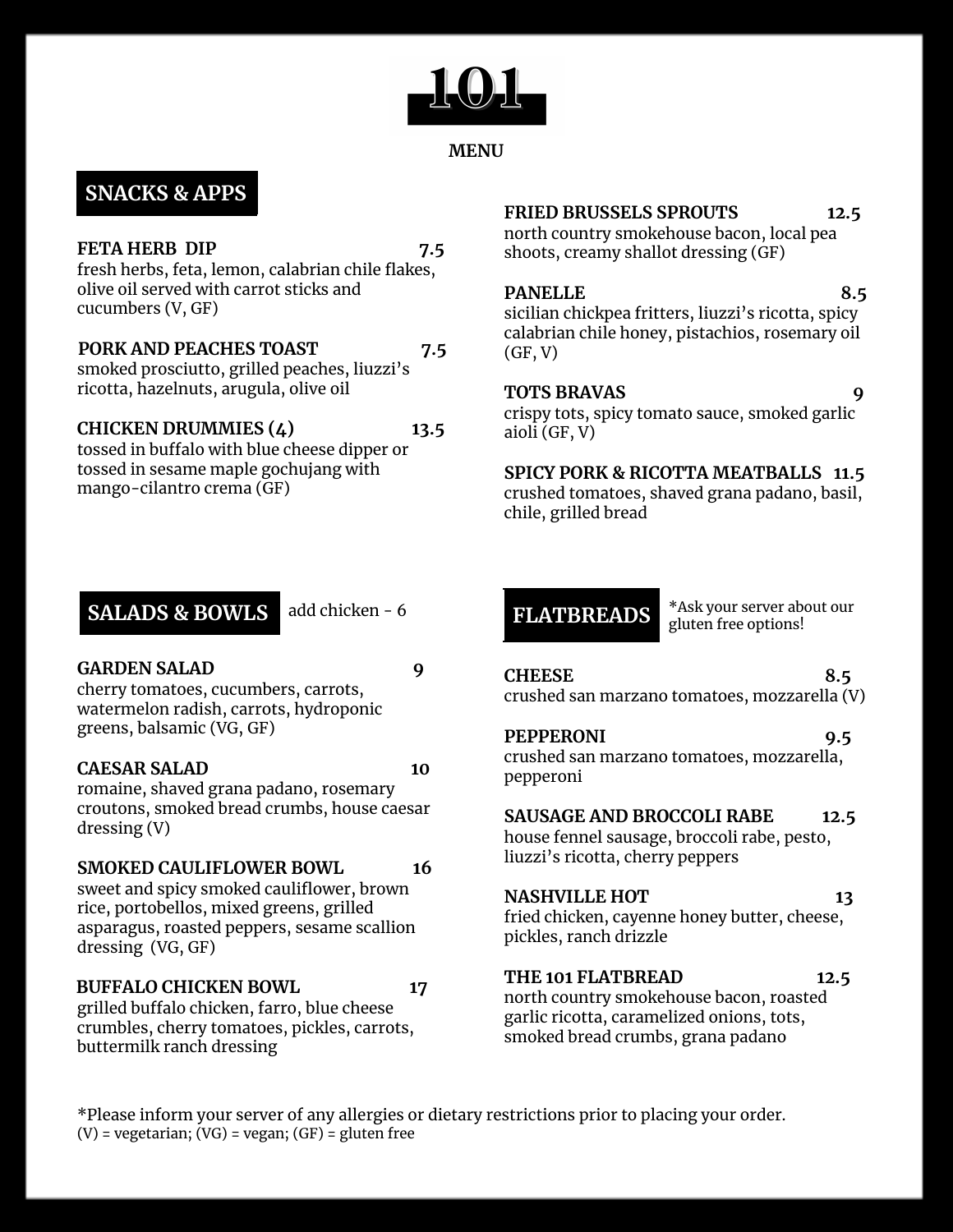# 101

MENU

## SNACKS & APPS

**FETA HERB DIP** 7.5
fresh herbs, feta, lemon, calabrian chile flakes, olive oil served with carrot sticks and cucumbers (V, GF)

**PORK AND PEACHES TOAST** 7.5
smoked prosciutto, grilled peaches, liuzzi's ricotta, hazelnuts, arugula, olive oil

**CHICKEN DRUMMIES (4)** 13.5
tossed in buffalo with blue cheese dipper or tossed in sesame maple gochujang with mango-cilantro crema (GF)

**FRIED BRUSSELS SPROUTS** 12.5
north country smokehouse bacon, local pea shoots, creamy shallot dressing (GF)

**PANELLE** 8.5
sicilian chickpea fritters, liuzzi's ricotta, spicy calabrian chile honey, pistachios, rosemary oil (GF, V)

**TOTS BRAVAS** 9
crispy tots, spicy tomato sauce, smoked garlic aioli (GF, V)

**SPICY PORK & RICOTTA MEATBALLS** 11.5
crushed tomatoes, shaved grana padano, basil, chile, grilled bread

## SALADS & BOWLS

add chicken - 6

**GARDEN SALAD** 9
cherry tomatoes, cucumbers, carrots, watermelon radish, carrots, hydroponic greens, balsamic (VG, GF)

**CAESAR SALAD** 10
romaine, shaved grana padano, rosemary croutons, smoked bread crumbs, house caesar dressing (V)

**SMOKED CAULIFLOWER BOWL** 16
sweet and spicy smoked cauliflower, brown rice, portobellos, mixed greens, grilled asparagus, roasted peppers, sesame scallion dressing (VG, GF)

**BUFFALO CHICKEN BOWL** 17
grilled buffalo chicken, farro, blue cheese crumbles, cherry tomatoes, pickles, carrots, buttermilk ranch dressing

## FLATBREADS

*Ask your server about our gluten free options!

**CHEESE** 8.5
crushed san marzano tomatoes, mozzarella (V)

**PEPPERONI** 9.5
crushed san marzano tomatoes, mozzarella, pepperoni

**SAUSAGE AND BROCCOLI RABE** 12.5
house fennel sausage, broccoli rabe, pesto, liuzzi's ricotta, cherry peppers

**NASHVILLE HOT** 13
fried chicken, cayenne honey butter, cheese, pickles, ranch drizzle

**THE 101 FLATBREAD** 12.5
north country smokehouse bacon, roasted garlic ricotta, caramelized onions, tots, smoked bread crumbs, grana padano

*Please inform your server of any allergies or dietary restrictions prior to placing your order.
(V) = vegetarian; (VG) = vegan; (GF) = gluten free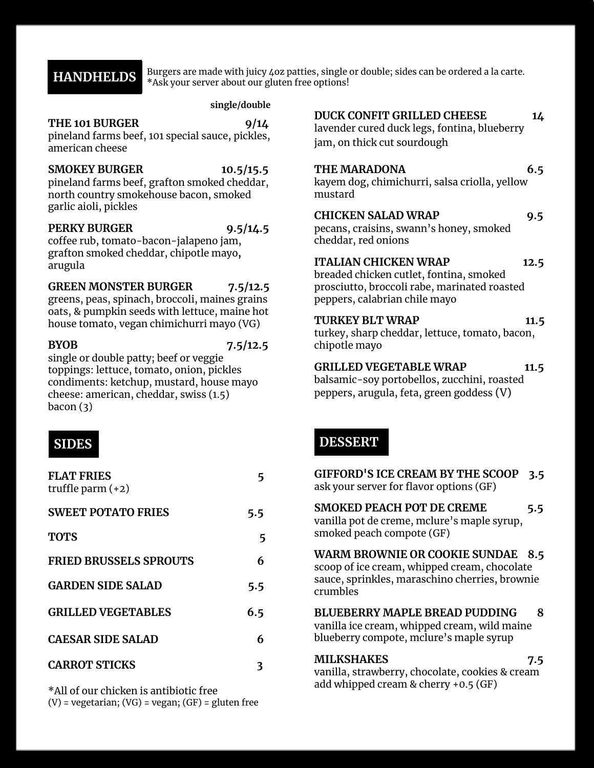## HANDHELDS

Burgers are made with juicy 4oz patties, single or double; sides can be ordered a la carte.
*Ask your server about our gluten free options!

**single/double**

**THE 101 BURGER** 9/14
pineland farms beef, 101 special sauce, pickles, american cheese

**SMOKEY BURGER** 10.5/15.5
pineland farms beef, grafton smoked cheddar, north country smokehouse bacon, smoked garlic aioli, pickles

**PERKY BURGER** 9.5/14.5
coffee rub, tomato-bacon-jalapeno jam, grafton smoked cheddar, chipotle mayo, arugula

**GREEN MONSTER BURGER** 7.5/12.5
greens, peas, spinach, broccoli, maines grains oats, & pumpkin seeds with lettuce, maine hot house tomato, vegan chimichurri mayo (VG)

**BYOB** 7.5/12.5
single or double patty; beef or veggie
toppings: lettuce, tomato, onion, pickles
condiments: ketchup, mustard, house mayo
cheese: american, cheddar, swiss (1.5)
bacon (3)

**DUCK CONFIT GRILLED CHEESE** 14
lavender cured duck legs, fontina, blueberry jam, on thick cut sourdough

**THE MARADONA** 6.5
kayem dog, chimichurri, salsa criolla, yellow mustard

**CHICKEN SALAD WRAP** 9.5
pecans, craisins, swann's honey, smoked cheddar, red onions

**ITALIAN CHICKEN WRAP** 12.5
breaded chicken cutlet, fontina, smoked prosciutto, broccoli rabe, marinated roasted peppers, calabrian chile mayo

**TURKEY BLT WRAP** 11.5
turkey, sharp cheddar, lettuce, tomato, bacon, chipotle mayo

**GRILLED VEGETABLE WRAP** 11.5
balsamic-soy portobellos, zucchini, roasted peppers, arugula, feta, green goddess (V)

## SIDES

**FLAT FRIES** 5
truffle parm (+2)

**SWEET POTATO FRIES** 5.5

**TOTS** 5

**FRIED BRUSSELS SPROUTS** 6

**GARDEN SIDE SALAD** 5.5

**GRILLED VEGETABLES** 6.5

**CAESAR SIDE SALAD** 6

**CARROT STICKS** 3

*All of our chicken is antibiotic free
(V) = vegetarian; (VG) = vegan; (GF) = gluten free

## DESSERT

**GIFFORD'S ICE CREAM BY THE SCOOP** 3.5
ask your server for flavor options (GF)

**SMOKED PEACH POT DE CREME** 5.5
vanilla pot de creme, mclure's maple syrup, smoked peach compote (GF)

**WARM BROWNIE OR COOKIE SUNDAE** 8.5
scoop of ice cream, whipped cream, chocolate sauce, sprinkles, maraschino cherries, brownie crumbles

**BLUEBERRY MAPLE BREAD PUDDING** 8
vanilla ice cream, whipped cream, wild maine blueberry compote, mclure's maple syrup

**MILKSHAKES** 7.5
vanilla, strawberry, chocolate, cookies & cream
add whipped cream & cherry +0.5 (GF)